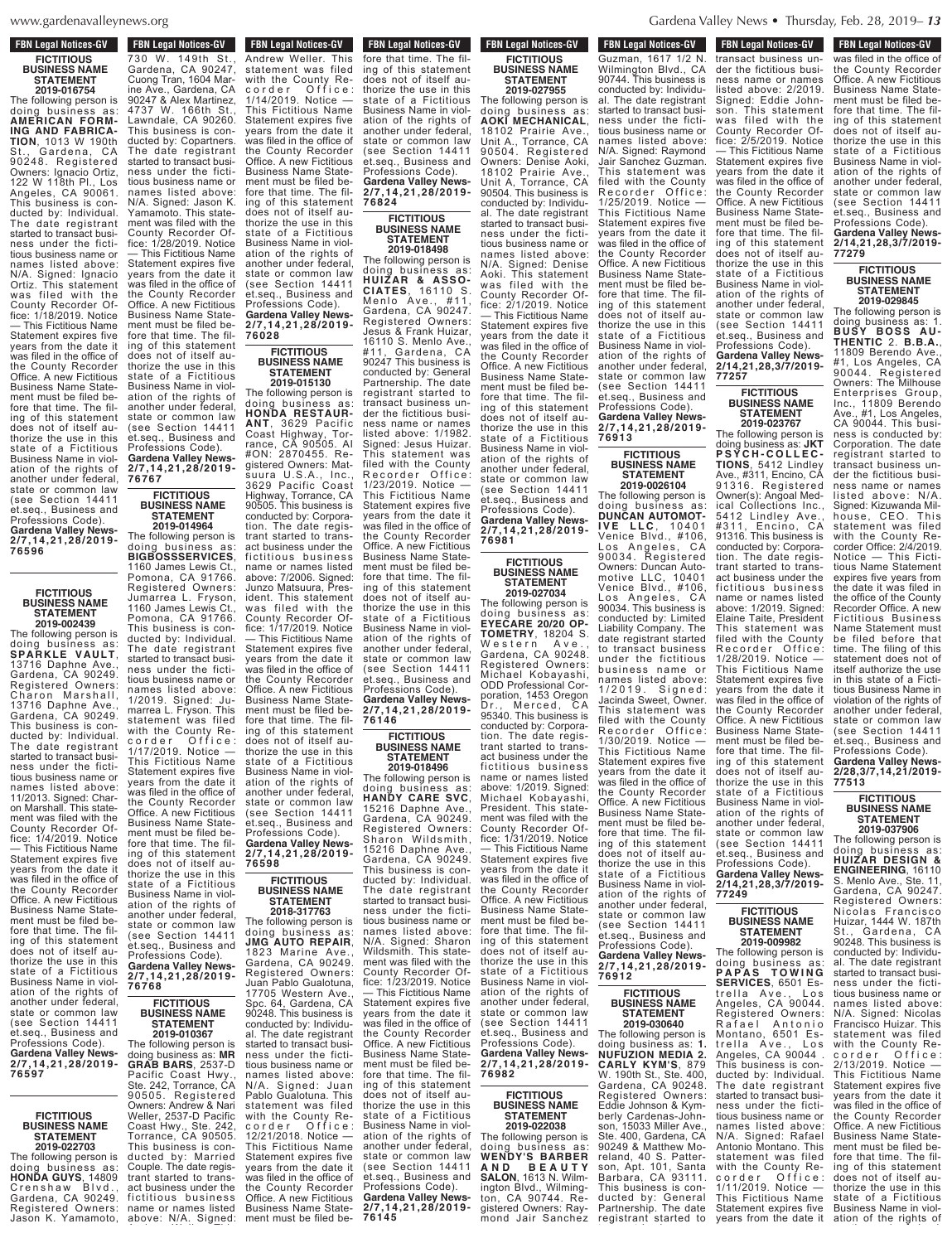## FICTITIOUS BUSINESS NAME STATEMENT 2019-016754

The following person is doing business as: **AMERICAN FORMING AND FABRICATION**, 1013 W 190th St., Gardena, CA 90248. Registered Owners: Ignacio Ortiz, 122 W 118th Pl., Los Angeles, CA 90061. This business is conducted by: Individual. The date registrant started to transact business under the fictitious business name or names listed above: N/A. Signed: Ignacio Ortiz. This statement was filed with the County Recorder Office: 1/18/2019. Notice — This Fictitious Name Statement expires five years from the date it was filed in the office of the County Recorder Office. A new Fictitious Business Name Statement must be filed before that time. The filing of this statement does not of itself authorize the use in this state of a Fictitious Business Name in violation of the rights of another under federal, state or common law (see Section 14411 et.seq., Business and Professions Code). **Gardena Valley News-2/7,14,21,28/2019-76596**

## FICTITIOUS BUSINESS NAME STATEMENT 2019-002439

The following person is doing business as: **SPARKLE VAULT**, 13716 Daphne Ave., Gardena, CA 90249. Registered Owners: Charon Marshall, 13716 Daphne Ave., Gardena, CA 90249. This business is conducted by: Individual. The date registrant started to transact business under the fictitious business name or names listed above: 11/2013. Signed: Charon Marshall. This statement was filed with the County Recorder Office: 1/4/2019. Notice — This Fictitious Name Statement expires five years from the date it was filed in the office of the County Recorder Office. A new Fictitious Business Name Statement must be filed before that time. The filing of this statement does not of itself authorize the use in this state of a Fictitious Business Name in violation of the rights of another under federal, state or common law (see Section 14411 et.seq., Business and Professions Code). **Gardena Valley News-2/7,14,21,28/2019-76597**

## FICTITIOUS BUSINESS NAME STATEMENT 2019-022703

The following person is doing business as: **HONDA GUYS**, 14809 Crenshaw Blvd., Gardena, CA 90249. Registered Owners: Jason K. Yamamoto, 730 W. 149th St., Gardena, CA 90247, Cuong Tran, 1604 Marine Ave., Gardena, CA 90247 & Alex Martinez, 4737 W. 166th St., Lawndale, CA 90260. This business is conducted by: Copartners. The date registrant started to transact business under the fictitious business name or names listed above: N/A. Signed: Jason K. Yamamoto. This statement was filed with the County Recorder Office: 1/28/2019. Notice — This Fictitious Name Statement expires five years from the date it was filed in the office of the County Recorder Office. A new Fictitious Business Name Statement must be filed before that time. The filing of this statement does not of itself authorize the use in this state of a Fictitious Business Name in violation of the rights of another under federal, state or common law (see Section 14411 et.seq., Business and Professions Code). **Gardena Valley News-2/7,14,21,28/2019-76767**

## FICTITIOUS BUSINESS NAME STATEMENT 2019-014964

The following person is doing business as: **BIGBOSSSERVICES**, 1160 James Lewis Ct., Pomona, CA 91766. Registered Owners: Jumarrea L. Fryson, 1160 James Lewis Ct., Pomona, CA 91766. This business is conducted by: Individual. The date registrant started to transact business under the fictitious business name or names listed above: 1/2019. Signed: Jumarrea L. Fryson. This statement was filed with the County Recorder Office: 1/17/2019. Notice — This Fictitious Name Statement expires five years from the date it was filed in the office of the County Recorder Office. A new Fictitious Business Name Statement must be filed before that time. The filing of this statement does not of itself authorize the use in this state of a Fictitious Business Name in violation of the rights of another under federal, state or common law (see Section 14411 et.seq., Business and Professions Code). **Gardena Valley News-2/7,14,21,28/2019-76768**

## FICTITIOUS BUSINESS NAME STATEMENT 2019-010367

The following person is doing business as: **MR GRAB BARS**, 2537-D Pacific Coast Hwy., Ste. 242, Torrance, CA 90505. Registered Owners: Andrew & Nari Weller, 2537-D Pacific Coast Hwy., Ste. 242, Torrance, CA 90505. This business is conducted by: Married Couple. The date registrant started to transact business under the fictitious business name or names listed above: N/A. Signed: Andrew Weller. This statement was filed with the County Recorder Office: 1/14/2019. Notice — This Fictitious Name Statement expires five years from the date it was filed in the office of the County Recorder Office. A new Fictitious Business Name Statement must be filed before that time. The filing of this statement does not of itself authorize the use in this state of a Fictitious Business Name in violation of the rights of another under federal, state or common law (see Section 14411 et.seq., Business and Professions Code). **Gardena Valley News-2/7,14,21,28/2019-76028**

## FICTITIOUS BUSINESS NAME STATEMENT 2019-015130

The following person is doing business as: **HONDA RESTAURANT**, 3629 Pacific Coast Highway, Torrance, CA 90505. AI #ON: 2870455. Registered Owners: Matsuura U.S.A., Inc., 3629 Pacific Coast Highway, Torrance, CA 90505. This business is conducted by: Corporation. The date registrant started to transact business under the fictitious business name or names listed above: 7/2006. Signed: Junzo Matsuura, President. This statement was filed with the County Recorder Office: 1/17/2019. Notice — This Fictitious Name Statement expires five years from the date it was filed in the office of the County Recorder Office. A new Fictitious Business Name Statement must be filed before that time. The filing of this statement does not of itself authorize the use in this state of a Fictitious Business Name in violation of the rights of another under federal, state or common law (see Section 14411 et.seq., Business and Professions Code). **Gardena Valley News-2/7,14,21,28/2019-76598**

## FICTITIOUS BUSINESS NAME STATEMENT 2018-317763

The following person is doing business as: **JMG AUTO REPAIR**, 1823 Marine Ave., Gardena, CA 90249. Registered Owners: Juan Pablo Gualotuna, 17705 Western Ave., Spc. 64, Gardena, CA 90248. This business is conducted by: Individual. The date registrant started to transact business under the fictitious business name or names listed above: N/A. Signed: Juan Pablo Gualotuna. This statement was filed with the County Recorder Office: 12/27/2018. Notice — This Fictitious Name Statement expires five years from the date it was filed in the office of the County Recorder Office. A new Fictitious Business Name Statement must be filed before that time. The filing of this statement does not of itself authorize the use in this state of a Fictitious Business Name in violation of the rights of another under federal, state or common law (see Section 14411 et.seq., Business and Professions Code). **Gardena Valley News-2/7,14,21,28/2019-76824**

## FICTITIOUS BUSINESS NAME STATEMENT 2019-018498

The following person is doing business as: **HUIZAR & ASSOCIATES**, 16110 S. Menlo Ave., #11, Gardena, CA 90247. Registered Owners: Jesus & Frank Huizar, 16110 S. Menlo Ave., #11, Gardena, CA 90247 This business is conducted by: General Partnership. The date registrant started to transact business under the fictitious business name or names listed above: 1/1982. Signed: Jesus Huizar. This statement was filed with the County Recorder Office: 1/23/2019. Notice — This Fictitious Name Statement expires five years from the date it was filed in the office of the County Recorder Office. A new Fictitious Business Name Statement must be filed before that time. The filing of this statement does not of itself authorize the use in this state of a Fictitious Business Name in violation of the rights of another under federal, state or common law (see Section 14411 et.seq., Business and Professions Code). **Gardena Valley News-2/7,14,21,28/2019-76146**

## FICTITIOUS BUSINESS NAME STATEMENT 2019-018496

The following person is doing business as: **HANDY CARE SVC**, 15216 Daphne Ave., Gardena, CA 90249. Registered Owners: Sharon Wildsmith, 15216 Daphne Ave., Gardena, CA 90249. This business is conducted by: Individual. The date registrant started to transact business under the fictitious business name or names listed above: N/A. Signed: Sharon Wildsmith. This statement was filed with the County Recorder Office: 1/23/2019. Notice — This Fictitious Name Statement expires five years from the date it was filed in the office of the County Recorder Office. A new Fictitious Business Name Statement must be filed before that time. The filing of this statement does not of itself authorize the use in this state of a Fictitious Business Name in violation of the rights of another under federal, state or common law (see Section 14411 et.seq., Business and Professions Code). **Gardena Valley News-2/7,14,21,28/2019-76145**

## FICTITIOUS BUSINESS NAME STATEMENT 2019-027955

The following person is doing business as: **AOKI MECHANICAL**, 18102 Prairie Ave., Unit A., Torrance, CA 90504. Registered Owners: Denise Aoki, 18102 Prairie Ave., Unit A, Torrance, CA 90504. This business is conducted by: Individual. The date registrant started to transact business under the fictitious business name or names listed above: N/A. Signed: Denise Aoki. This statement was filed with the County Recorder Office: 2/1/2019. Notice — This Fictitious Name Statement expires five years from the date it was filed in the office of the County Recorder Office. A new Fictitious Business Name Statement must be filed before that time. The filing of this statement does not of itself authorize the use in this state of a Fictitious Business Name in violation of the rights of another under federal, state or common law (see Section 14411 et.seq., Business and Professions Code). **Gardena Valley News-2/7,14,21,28/2019-76981**

## FICTITIOUS BUSINESS NAME STATEMENT 2019-027034

The following person is doing business as: **EYECARE 20/20 OPTOMETRY**, 18204 S. Western Ave., Gardena, CA 90248. Registered Owners: Michael Kobayashi, ODD Professional Corporation, 1453 Oregon Dr., Merced, CA 95340. This business is conducted by: Corporation. The date registrant started to transact business under the fictitious business name or names listed above: 1/2019. Signed: Michael Kobayashi, President. This statement was filed with the County Recorder Office: 1/31/2019. Notice — This Fictitious Name Statement expires five years from the date it was filed in the office of the County Recorder Office. A new Fictitious Business Name Statement must be filed before that time. The filing of this statement does not of itself authorize the use in this state of a Fictitious Business Name in violation of the rights of another under federal, state or common law (see Section 14411 et.seq., Business and Professions Code). **Gardena Valley News-2/7,14,21,28/2019-76982**

## FICTITIOUS BUSINESS NAME STATEMENT 2019-022038

The following person is doing business as: **WENDY'S BARBER AND BEAUTY SALON**, 1613 N. Wilmington Blvd., Wilmington, CA 90744. Registered Owners: Raymond Jair Sanchez Guzman, 1617 1/2 N. Wilmington Blvd., CA 90744. This business is conducted by: Individual. The date registrant started to transact business under the fictitious business name or names listed above: N/A. Signed: Raymond Jair Sanchez Guzman. This statement was filed with the County Recorder Office: 1/25/2019. Notice — This Fictitious Name Statement expires five years from the date it was filed in the office of the County Recorder Office. A new Fictitious Business Name Statement must be filed before that time. The filing of this statement does not of itself authorize the use in this state of a Fictitious Business Name in violation of the rights of another under federal, state or common law (see Section 14411 et.seq., Business and Professions Code). **Gardena Valley News-2/7,14,21,28/2019-76913**

## FICTITIOUS BUSINESS NAME STATEMENT 2019-0026104

The following person is doing business as: **DUNCAN AUTOMOTIVE LLC**, 10401 Venice Blvd., #106, Los Angeles, CA 90034. Registered Owners: Duncan Automotive LLC, 10401 Venice Blvd., #106, Los Angeles, CA 90034. This business is conducted by: Limited Liability Company. The date registrant started to transact business under the fictitious business name or names listed above: 1/2019. Signed: Jacinda Sweet, Owner. This statement was filed with the County Recorder Office: 1/30/2019. Notice — This Fictitious Name Statement expires five years from the date it was filed in the office of the County Recorder Office. A new Fictitious Business Name Statement must be filed before that time. The filing of this statement does not of itself authorize the use in this state of a Fictitious Business Name in violation of the rights of another under federal, state or common law (see Section 14411 et.seq., Business and Professions Code). **Gardena Valley News-2/7,14,21,28/2019-76912**

## FICTITIOUS BUSINESS NAME STATEMENT 2019-030640

The following person is doing business as: 1. **NUFUZION MEDIA** 2. **CARLY KYM'S**, 879 W. 190th St., Ste. 400, Gardena, CA 90248. Registered Owners: Eddie Johnson & Kymberly Cardenas-Johnson, 15033 Miller Ave., Ste. 400, Gardena, CA 90249 & Matthew Moreland, 40 S. Patterson, Apt. 101, Santa Barbara, CA 93111. This business is conducted by: General Partnership. The date registrant started to transact business under the fictitious business name or names listed above: 2/2019. Signed: Eddie Johnson. This statement was filed with the County Recorder Office: 2/5/2019. Notice — This Fictitious Name Statement expires five years from the date it was filed in the office of the County Recorder Office. A new Fictitious Business Name Statement must be filed before that time. The filing of this statement does not of itself authorize the use in this state of a Fictitious Business Name in violation of the rights of another under federal, state or common law (see Section 14411 et.seq., Business and Professions Code). **Gardena Valley News-2/14,21,28,3/7/2019-77257**

## FICTITIOUS BUSINESS NAME STATEMENT 2019-023767

The following person is doing business as: **JKT PSYCH-COLLECTIONS**, 5412 Lindley Ave., #311, Encino, CA 91316. Registered Owner(s): Angoal Medical Collections Inc., 5412 Lindley Ave., #311, Encino, CA 91316. This business is conducted by: Corporation. The date registrant started to transact business under the fictitious business name or names listed above: 1/2019. Signed: Elaine Taite, President This statement was filed with the County Recorder Office: 1/28/2019. Notice — This Fictitious Name Statement expires five years from the date it was filed in the office of the County Recorder Office. A new Fictitious Business Name Statement must be filed before that time. The filing of this statement does not of itself authorize the use in this state of a Fictitious Business Name in violation of the rights of another under federal, state or common law (see Section 14411 et.seq., Business and Professions Code). **Gardena Valley News-2/14,21,28,3/7/2019-77249**

## FICTITIOUS BUSINESS NAME STATEMENT 2019-009982

The following person is doing business as: **PAPAS TOWING SERVICES**, 6501 Estrella Ave., Los Angeles, CA 90044. Registered Owners: Rafael Antonio Montano, 6501 Estrella Ave., Los Angeles, CA 90044. This business is conducted by: Individual. The date registrant started to transact business under the fictitious business name or names listed above: N/A. Signed: Rafael Antonio Montano. This statement was filed with the County Recorder Office: 1/11/2019. Notice — This Fictitious Name Statement expires five years from the date it was filed in the office of the County Recorder Office. A new Fictitious Business Name Statement must be filed before that time. The filing of this statement does not of itself authorize the use in this state of a Fictitious Business Name in violation of the rights of another under federal, state or common law (see Section 14411 et.seq., Business and Professions Code). **Gardena Valley News-2/14,21,28,3/7/2019-77279**

## FICTITIOUS BUSINESS NAME STATEMENT 2019-029845

The following person is doing business as: 1. **BUSY BOSS AUTHENTIC** 2. **B.B.A.**, 11809 Berendo Ave., #1, Los Angeles, CA 90044. Registered Owners: The Milhouse Enterprises Group, Inc., 11809 Berendo Ave., #1, Los Angeles, CA 90044. This business is conducted by: Corporation. The date registrant started to transact business under the fictitious business name or names listed above: N/A. Signed: Kizuwanda Milhouse, CEO. This statement was filed with the County Recorder Office: 2/4/2019. Notice — This Fictitious Name Statement expires five years from the date it was filed in the office of the County Recorder Office. A new Fictitious Business Name Statement must be filed before that time. The filing of this statement does not of itself authorize the use in this state of a Fictitious Business Name in violation of the rights of another under federal, state or common law (see Section 14411 et.seq., Business and Professions Code). **Gardena Valley News-2/28,3/7,14,21/2019-77513**

## FICTITIOUS BUSINESS NAME STATEMENT 2019-037906

The following person is doing business as: **HUIZAR DESIGN & ENGINEERING**, 16110 S. Menlo Ave., Ste. 11, Gardena, CA 90247. Registered Owners: Nicolas Francisco Huizar, 1444 W. 187th St., Gardena, CA 90248. This business is conducted by: Individual. The date registrant started to transact business under the fictitious business name or names listed above: N/A. Signed: Nicolas Francisco Huizar. This statement was filed with the County Recorder Office: 2/13/2019. Notice — This Fictitious Name Statement expires five years from the date it was filed in the office of the County Recorder Office. A new Fictitious Business Name Statement must be filed before that time. The filing of this statement does not of itself authorize the use in this state of a Fictitious Business Name in violation of the rights of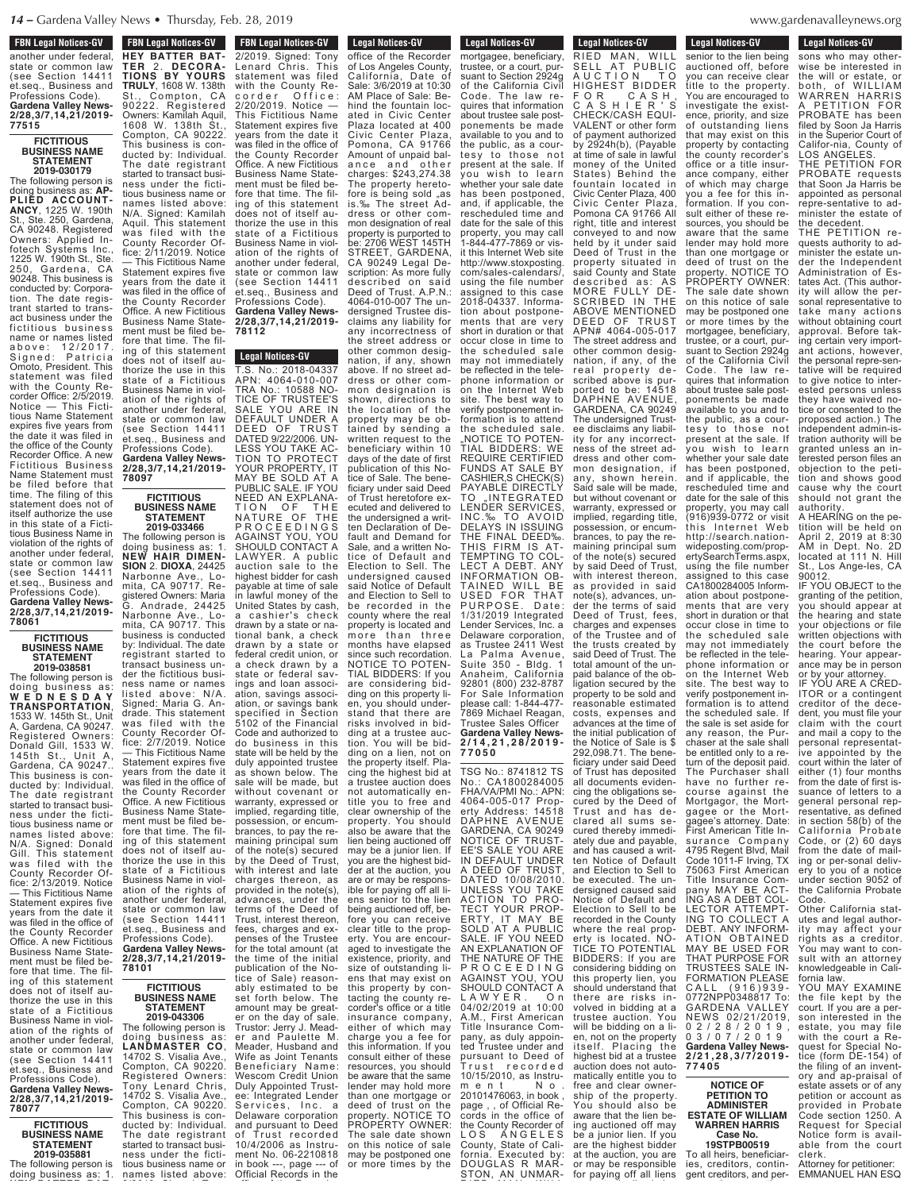another under federal, state or common law (see Section 14411 et.seq., Business and Professions Code).
**Gardena Valley News-2/28,3/7,14,21/2019-77515**

### FICTITIOUS BUSINESS NAME STATEMENT 2019-030179

The following person is doing business as: **APPLIED ACCOUNTANCY**, 1225 W. 190th St., Ste. 250, Gardena, CA 90248. Registered Owners: Applied Infotech Systems Inc., 1225 W. 190th St., Ste. 250, Gardena, CA 90248. This business is conducted by: Corporation. The date registrant started to transact business under the fictitious business name or names listed above: 12/2017. Signed: Patricia Omoto, President. This statement was filed with the County Recorder Office: 2/5/2019. Notice — This Fictitious Name Statement expires five years from the date it was filed in the office of the County Recorder Office. A new Fictitious Business Name Statement must be filed before that time. The filing of this statement does not of itself authorize the use in this state of a Fictitious Business Name in violation of the rights of another under federal, state or common law (see Section 14411 et.seq., Business and Professions Code).
**Gardena Valley News-2/28,3/7,14,21/2019-78061**

### FICTITIOUS BUSINESS NAME STATEMENT 2019-038581

The following person is doing business as: **WEDNESDAY TRANSPORTATION**, 1533 W. 145th St., Unit A, Gardena, CA 90247. Registered Owners: Donald Gill, 1533 W. 145th St., Unit A, Gardena, CA 90247. This business is conducted by: Individual. The date registrant started to transact business under the fictitious business name or names listed above: N/A. Signed: Donald Gill. This statement was filed with the County Recorder Office: 2/13/2019. Notice — This Fictitious Name Statement expires five years from the date it was filed in the office of the County Recorder Office. A new Fictitious Business Name Statement must be filed before that time. The filing of this statement does not of itself authorize the use in this state of a Fictitious Business Name in violation of the rights of another under federal, state or common law (see Section 14411 et.seq., Business and Professions Code).
**Gardena Valley News-2/28,3/7,14,21/2019-78077**

### FICTITIOUS BUSINESS NAME STATEMENT 2019-035881

The following person is doing business as: 1. **HEY BATTER BATTER** 2. **DECORATIONS BY YOURS TRULY**, 1608 W. 138th St., Compton, CA 90222. Registered Owners: Kamilah Aquil, 1608 W. 138th St., Compton, CA 90222. This business is conducted by: Individual. The date registrant started to transact business under the fictitious business name or names listed above: N/A. Signed: Kamilah Aquil. This statement was filed with the County Recorder Office: 2/11/2019. Notice — This Fictitious Name Statement expires five years from the date it was filed in the office of the County Recorder Office. A new Fictitious Business Name Statement must be filed before that time. The filing of this statement does not of itself authorize the use in this state of a Fictitious Business Name in violation of the rights of another under federal, state or common law (see Section 14411 et.seq., Business and Professions Code).
**Gardena Valley News-2/28,3/7,14,21/2019-78097**

### FICTITIOUS BUSINESS NAME STATEMENT 2019-033466

The following person is doing business as: 1. **NEW HAIR DIMENSION** 2. **DDXA**, 24425 Narbonne Ave., Lomita, CA 90717. Registered Owners: Maria G. Andrade, 24425 Narbonne Ave., Lomita, CA 90717. This business is conducted by: Individual. The date registrant started to transact business under the fictitious business name or names listed above: N/A. Signed: Maria G. Andrade. This statement was filed with the County Recorder Office: 2/7/2019. Notice — This Fictitious Name Statement expires five years from the date it was filed in the office of the County Recorder Office. A new Fictitious Business Name Statement must be filed before that time. The filing of this statement does not of itself authorize the use in this state of a Fictitious Business Name in violation of the rights of another under federal, state or common law (see Section 14411 et.seq., Business and Professions Code).
**Gardena Valley News-2/28,3/7,14,21/2019-78101**

### FICTITIOUS BUSINESS NAME STATEMENT 2019-043306

The following person is doing business as: **LANDMASTER CO**, 14702 S. Visalia Ave., Compton, CA 90220. Registered Owners: Tony Lenard Chris, 14702 S. Visalia Ave., Compton, CA 90220. This business is conducted by: Individual. The date registrant started to transact business under the fictitious business name or names listed above: 2/2019. Signed: Tony Lenard Chris. This statement was filed with the County Recorder Office: 2/20/2019. Notice — This Fictitious Name Statement expires five years from the date it was filed in the office of the County Recorder Office. A new Fictitious Business Name Statement must be filed before that time. The filing of this statement does not of itself authorize the use in this state of a Fictitious Business Name in violation of the rights of another under federal, state or common law (see Section 14411 et.seq., Business and Professions Code).
**Gardena Valley News-2/28,3/7,14,21/2019-78112**

## Legal Notices-GV

T.S. No.: 2018-04337 APN: 4064-010-007 TRA No.: 10588 NOTICE OF TRUSTEE'S SALE YOU ARE IN DEFAULT UNDER A DEED OF TRUST DATED 9/22/2006. UNLESS YOU TAKE ACTION TO PROTECT YOUR PROPERTY, IT MAY BE SOLD AT A PUBLIC SALE. IF YOU NEED AN EXPLANATION OF THE NATURE OF THE PROCEEDINGS AGAINST YOU, YOU SHOULD CONTACT A LAWYER. A public auction sale to the highest bidder for cash payable at time of sale in lawful money of the United States by cash, a cashier's check drawn by a state or national bank, a check drawn by a state or federal credit union, or a check drawn by a state or federal savings and loan association, savings association, or savings bank specified in Section 5102 of the Financial Code and authorized to do business in this state will be held by the duly appointed trustee as shown below. The sale will be made, but without covenant or warranty, expressed or implied, regarding title, possession, or encumbrances, to pay the remaining principal sum of the note(s) secured by the Deed of Trust, with interest and late charges thereon, as provided in the note(s), advances, under the terms of the Deed of Trust, interest thereon, fees, charges and expenses of the Trustee for the total amount (at the time of the initial publication of the Notice of Sale) reasonably estimated to be set forth below. The amount may be greater on the day of sale. Trustor: Jerry J. Meader and Paulette M. Meader, Husband and Wife as Joint Tenants Beneficiary Name: Wescom Credit Union Duly Appointed Trustee: Integrated Lender Services, Inc. a Delaware corporation and pursuant to Deed of Trust recorded 10/4/2006 as Instrument No. 06-2210818 in book ---, page --- of Official Records in the office of the Recorder of Los Angeles County, California, Date of Sale: 3/6/2019 at 10:30 AM Place of Sale: Behind the fountain located in Civic Center Plaza located at 400 Civic Center Plaza, Pomona, CA 91766 Amount of unpaid balance and other charges: $243,274.38 The property heretofore is being sold „as is.‰ The street Address or other common designation of real property is purported to be: 2706 WEST 145TH STREET, GARDENA, CA 90249 Legal Description: As more fully described on said Deed of Trust. A.P.N.: 4064-010-007 The undersigned Trustee disclaims any liability for any incorrectness of the street address or other common designation, if any, shown above. If no street address or other common designation is shown, directions to the location of the property may be obtained by sending a written request to the beneficiary within 10 days of the date of first publication of this Notice of Sale. The beneficiary under said Deed of Trust heretofore executed and delivered to the undersigned a written Declaration of Default and Demand for Sale, and a written Notice of Default and Election to Sell. The undersigned caused said Notice of Default and Election to Sell to be recorded in the county where the real property is located and more than three months have elapsed since such recordation. NOTICE TO POTENTIAL BIDDERS: If you are considering bidding on this property lien, you should understand that there are risks involved in bidding at a trustee auction. You will be bidding on a lien, not on the property itself. Placing the highest bid at a trustee auction does not automatically entitle you to free and clear ownership of the property. You should also be aware that the lien being auctioned off may be a junior lien. If you are the highest bidder at the auction, you are or may be responsible for paying off all liens senior to the lien being auctioned off, before you can receive clear title to the property. You are encouraged to investigate the existence, priority, and size of outstanding liens that may exist on this property by contacting the county recorder's office or a title insurance company, either of which may charge you a fee for this information. If you consult either of these resources, you should be aware that the same lender may hold more than one mortgage or deed of trust on the property. NOTICE TO PROPERTY OWNER: The sale date shown on this notice of sale may be postponed one or more times by the mortgagee, beneficiary, trustee, or a court, pursuant to Section 2924g of the California Civil Code. The law requires that information about trustee sale postponements be made available to you and to the public, as a courtesy to those not present at the sale. If you wish to learn whether your sale date has been postponed, and, if applicable, the rescheduled time and date for the sale of this property, you may call 1-844-477-7869 or visit this Internet Web site http://www.stoxposting.com/sales-calendars/, using the file number assigned to this case 2018-04337. Information about postponements that are very short in duration or that occur close in time to the scheduled sale may not immediately be reflected in the telephone information or on the Internet Web site. The best way to verify postponement information is to attend the scheduled sale. „NOTICE TO POTENTIAL BIDDERS: WE REQUIRE CERTIFIED FUNDS AT SALE BY CASHIER‚S CHECK(S) PAYABLE DIRECTLY TO „INTEGRATED LENDER SERVICES, INC.‰ TO AVOID DELAYS IN ISSUING THE FINAL DEED‰. THIS FIRM IS ATTEMPTING TO COLLECT A DEBT. ANY INFORMATION OBTAINED WILL BE USED FOR THAT PURPOSE. Date: 1/31/2019 Integrated Lender Services, Inc. a Delaware corporation, as Trustee 2411 West La Palma Avenue, Suite 350 - Bldg. 1 Anaheim, California 92801 (800) 232-8787 For Sale Information please call: 1-844-477-7869 Michael Reagan, Trustee Sales Officer
**Gardena Valley News-2/14,21,28/2019-77050**

TSG No.: 8741812 TS No.: CA1800284005 FHA/VA/PMI No.: APN: 4064-005-017 Property Address: 14518 DAPHNE AVENUE GARDENA, CA 90249 NOTICE OF TRUSTEE'S SALE YOU ARE IN DEFAULT UNDER A DEED OF TRUST, DATED 10/08/2010. UNLESS YOU TAKE ACTION TO PROTECT YOUR PROPERTY, IT MAY BE SOLD AT A PUBLIC SALE. IF YOU NEED AN EXPLANATION OF THE NATURE OF THE PROCEEDING AGAINST YOU, YOU SHOULD CONTACT A LAWYER. On 04/02/2019 at 10:00 A.M., First American Title Insurance Company, as duly appointed Trustee under and pursuant to Deed of Trust recorded 10/15/2010, as Instrument No. 20101476163, in book , page , , of Official Records in the office of the County Recorder of LOS ANGELES County, State of California. Executed by: DOUGLAS R MARSTON, AN UNMARRIED MAN, WILL SELL AT PUBLIC AUCTION TO HIGHEST BIDDER FOR CASH, CASHIER'S CHECK/CASH EQUIVALENT or other form of payment authorized by 2924h(b), (Payable at time of sale in lawful money of the United States) Behind the fountain located in Civic Center Plaza, 400 Civic Center Plaza, Pomona CA 91766 All right, title and interest conveyed to and now held by it under said Deed of Trust in the property situated in said County and State described as: AS MORE FULLY DESCRIBED IN THE ABOVE MENTIONED DEED OF TRUST APN# 4064-005-017 The street address and other common designation, if any, of the real property described above is purported to be: 14518 DAPHNE AVENUE, GARDENA, CA 90249 The undersigned Trustee disclaims any liability for any incorrectness of the street address and other common designation, if any, shown herein. Said sale will be made, but without covenant or warranty, expressed or implied, regarding title, possession, or encumbrances, to pay the remaining principal sum of the note(s) secured by said Deed of Trust, with interest thereon, as provided in said note(s), advances, under the terms of said Deed of Trust, fees, charges and expenses of the Trustee and of the trusts created by said Deed of Trust. The total amount of the unpaid balance of the obligation secured by the property to be sold and reasonable estimated costs, expenses and advances at the time of the initial publication of the Notice of Sale is $ 292,098.71. The beneficiary under said Deed of Trust has deposited all documents evidencing the obligations secured by the Deed of Trust and has declared all sums secured thereby immediately due and payable, and has caused a written Notice of Default and Election to Sell to be executed. The undersigned caused said Notice of Default and Election to Sell to be recorded in the County where the real property is located. NOTICE TO POTENTIAL BIDDERS: If you are considering bidding on this property lien, you should understand that there are risks involved in bidding at a trustee auction. You will be bidding on a lien, not on the property itself. Placing the highest bid at a trustee auction does not automatically entitle you to free and clear ownership of the property. You should also be aware that the lien being auctioned off may be a junior lien. If you are the highest bidder at the auction, you are or may be responsible for paying off all liens senior to the lien being auctioned off, before you can receive clear title to the property. You are encouraged to investigate the existence, priority, and size of outstanding liens that may exist on this property by contacting the county recorder's office or a title insurance company, either of which may charge you a fee for this information. If you consult either of these resources, you should be aware that the same lender may hold more than one mortgage or deed of trust on the property. NOTICE TO PROPERTY OWNER: The sale date shown on this notice of sale may be postponed one or more times by the mortgagee, beneficiary, trustee, or a court, pursuant to Section 2924g of the California Civil Code. The law requires that information about trustee sale postponements be made available to you and to the public, as a courtesy to those not present at the sale. If you wish to learn whether your sale date has been postponed, and if applicable, the rescheduled time and date for the sale of this property, you may call (916)939-0772 or visit this Internet Web site http://search.nationwideposting.com/propertySearchTerms.aspx, using the file number assigned to this case CA1800284005 Information about postponements that are very short in duration or that occur close in time to the scheduled sale may not immediately be reflected in the telephone information or on the Internet Web site. The best way to verify postponement information is to attend the scheduled sale. If the sale is set aside for any reason, the Purchaser at the sale shall be entitled only to a return of the deposit paid. The Purchaser shall have no further recourse against the Mortgagor, the Mortgagee or the Mortgagee's attorney. Date: First American Title Insurance Company 4795 Regent Blvd, Mail Code 1011-F Irving, TX 75063 First American Title Insurance Company MAY BE ACTING AS A DEBT COLLECTOR ATTEMPTING TO COLLECT A DEBT. ANY INFORMATION OBTAINED MAY BE USED FOR THAT PURPOSE FOR TRUSTEES SALE INFORMATION PLEASE CALL (916)939-0772NPP0348817 To: GARDENA VALLEY NEWS 02/21/2019, 02/28/2019, 03/07/2019
**Gardena Valley News-2/21,28,3/7/2019-77405**

### NOTICE OF PETITION TO ADMINISTER ESTATE OF WILLIAM WARREN HARRIS
### Case No. 19STPB00519

To all heirs, beneficiaries, creditors, contingent creditors, and persons who may otherwise be interested in the will or estate, or both, of WILLIAM WARREN HARRIS

A PETITION FOR PROBATE has been filed by Soon Ja Harris in the Superior Court of California, County of LOS ANGELES.

THE PETITION FOR PROBATE requests that Soon Ja Harris be appointed as personal representative to administer the estate of the decedent.

THE PETITION requests authority to administer the estate under the Independent Administration of Estates Act. (This authority will allow the personal representative to take many actions without obtaining court approval. Before taking certain very important actions, however, the personal representative will be required to give notice to interested persons unless they have waived notice or consented to the proposed action.) The independent administration authority will be granted unless an interested person files an objection to the petition and shows good cause why the court should not grant the authority.

A HEARING on the petition will be held on April 2, 2019 at 8:30 AM in Dept. No. 2D located at 111 N. Hill St., Los Angeles, CA 90012.

IF YOU OBJECT to the granting of the petition, you should appear at the hearing and state your objections or file written objections with the court before the hearing. Your appearance may be in person or by your attorney.

IF YOU ARE A CREDITOR or a contingent creditor of the decedent, you must file your claim with the court and mail a copy to the personal representative appointed by the court within the later of either (1) four months from the date of first issuance of letters to a general personal representative, as defined in section 58(b) of the California Probate Code, or (2) 60 days from the date of mailing or personal delivery to you of a notice under section 9052 of the California Probate Code.

Other California statutes and legal authority may affect your rights as a creditor. You may want to consult with an attorney knowledgeable in California law.

YOU MAY EXAMINE the file kept by the court. If you are a person interested in the estate, you may file with the court a Request for Special Notice (form DE-154) of the filing of an inventory and appraisal of estate assets or of any petition or account as provided in Probate Code section 1250. A Request for Special Notice form is available from the court clerk.

Attorney for petitioner:
EMMANUEL HAN ESQ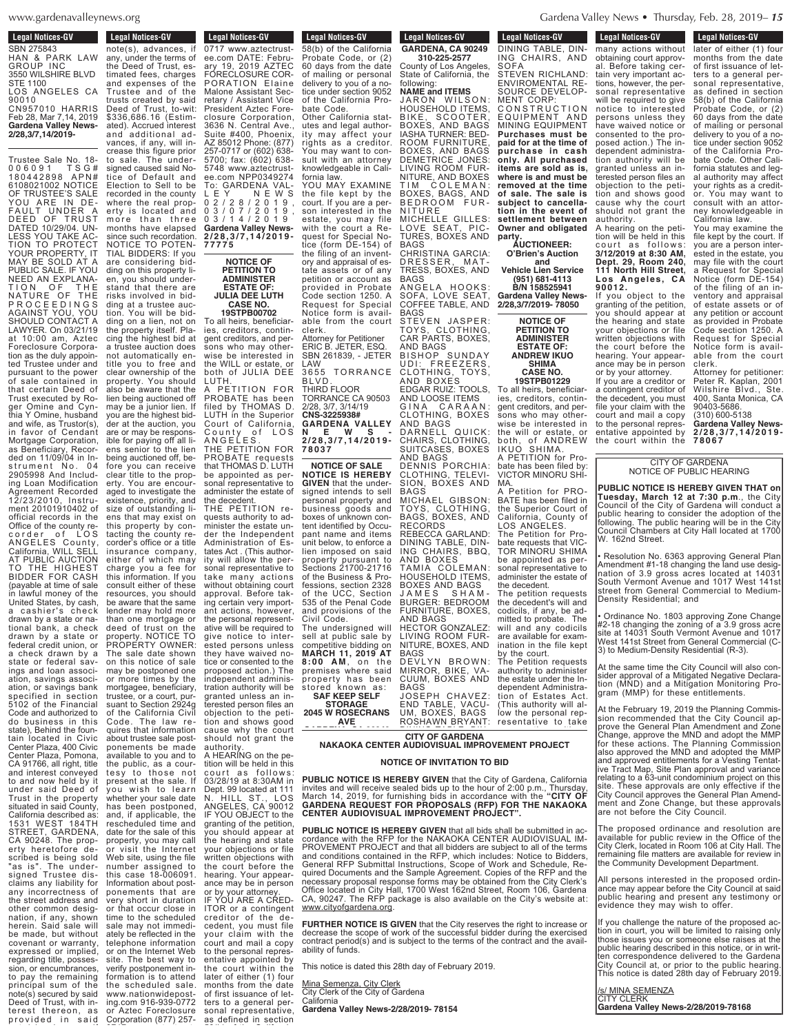SBN 275843
HAN & PARK LAW GROUP INC
3550 WILSHIRE BLVD STE 1100
LOS ANGELES CA 90010
CN957010 HARRIS Feb 28, Mar 7,14, 2019
**Gardena Valley News-2/28,3/7,14/2019-**

---

Trustee Sale No. 18-006091 TSG# 180442898 APN# 6108021002 NOTICE OF TRUSTEE'S SALE YOU ARE IN DEFAULT UNDER A DEED OF TRUST DATED 10/29/04. UNLESS YOU TAKE ACTION TO PROTECT YOUR PROPERTY, IT MAY BE SOLD AT A PUBLIC SALE. IF YOU NEED AN EXPLANATION OF THE NATURE OF THE PROCEEDINGS AGAINST YOU, YOU SHOULD CONTACT A LAWYER. On 03/21/19 at 10:00 am, Aztec Foreclosure Corporation as the duly appointed Trustee under and pursuant to the power of sale contained in that certain Deed of Trust executed by Roger Omine and Cynthia Y Omine, husband and wife, as Trustor(s), in favor of Cendant Mortgage Corporation, as Beneficiary, Recorded on 11/09/04 in Instrument No. 04 2905998 And Including Loan Modification Agreement Recorded 12/23/2010, Instrument 20101910402 of official records in the Office of the county recorder of LOS ANGELES County, California, WILL SELL AT PUBLIC AUCTION TO THE HIGHEST BIDDER FOR CASH (payable at time of sale in lawful money of the United States, by cash, a cashier's check drawn by a state or national bank, a check drawn by a state or federal credit union, or a check drawn by a state or federal savings and loan association, savings association, or savings bank specified in section 5102 of the Financial Code and authorized to do business in this state), Behind the fountain located in Civic Center Plaza, 400 Civic Center Plaza, Pomona, CA 91766, all right, title and interest conveyed to and now held by it under said Deed of Trust in the property situated in said County, California described as: 1531 WEST 184TH STREET, GARDENA, CA 90248. The property heretofore described is being sold "as is". The undersigned Trustee disclaims any liability for any incorrectness of the street address and other common designation, if any, shown herein. Said sale will be made, but without covenant or warranty, expressed or implied, regarding title, possession, or encumbrances, to pay the remaining principal sum of the note(s) secured by said Deed of Trust, with interest thereon, as provided in said note(s), advances, if any, under the terms of the Deed of Trust, estimated fees, charges and expenses of the Trustee and of the trusts created by said Deed of Trust, to-wit: $336,686.16 (Estimated). Accrued interest and additional advances, if any, will increase this figure prior to sale. The undersigned caused said Notice of Default and Election to Sell to be recorded in the county where the real property is located and more than three months have elapsed since such recordation. NOTICE TO POTENTIAL BIDDERS: If you are considering bidding on this property lien, you should understand that there are risks involved in bidding at a trustee auction. You will be bidding on a lien, not on the property itself. Placing the highest bid at a trustee auction does not automatically entitle you to free and clear ownership of the property. You should also be aware that the lien being auctioned off may be a junior lien. If you are the highest bidder at the auction, you are or may be responsible for paying off all liens senior to the lien being auctioned off, before you can receive clear title to the property. You are encouraged to investigate the existence, priority, and size of outstanding liens that may exist on this property by contacting the county recorder's office or a title insurance company, either of which may charge you a fee for this information. If you consult either of these resources, you should be aware that the same lender may hold more than one mortgage or deed of trust on the property. NOTICE TO PROPERTY OWNER: The sale date shown on this notice of sale may be postponed one or more times by the mortgagee, beneficiary, trustee, or a court, pursuant to Section 2924g of the California Civil Code. The law requires that information about trustee sale postponements be made available to you and to the public, as a courtesy to those not present at the sale. If you wish to learn whether your sale date has been postponed, and, if applicable, the rescheduled time and date for the sale of this property, you may call or visit the Internet Web site, using the file number assigned to this case 18-006091. Information about postponements that are very short in duration or that occur close in time to the scheduled sale may not immediately be reflected in the telephone information or on the Internet Web site. The best way to verify postponement information is to attend the scheduled sale. www.nationwideposting.com 916-939-0772 or Aztec Foreclosure Corporation (877) 257-0717 www.aztectrustee.com DATE: February 19, 2019 AZTEC FORECLOSURE CORPORATION Elaine Malone Assistant Secretary / Assistant Vice President Aztec Foreclosure Corporation, 3636 N. Central Ave., Suite #400, Phoenix, AZ 85012 Phone: (877) 257-0717 or (602) 638-5700; fax: (602) 638-5748 www.aztectrustee.com NPP0349274 To: GARDENA VALLEY NEWS 02/28/2019, 03/07/2019, 03/14/2019
**Gardena Valley News-2/28,3/7,14/2019-77775**

---

**NOTICE OF PETITION TO ADMINISTER ESTATE OF: JULIA DEE LUTH CASE NO. 19STPB00702**

To all heirs, beneficiaries, creditors, contingent creditors, and persons who may otherwise be interested in the WILL or estate, or both of JULIA DEE LUTH.

A PETITION FOR PROBATE has been filed by THOMAS D. LUTH in the Superior Court of California, County of LOS ANGELES.

THE PETITION FOR PROBATE requests that THOMAS D. LUTH be appointed as personal representative to administer the estate of the decedent.

THE PETITION requests authority to administer the estate under the Independent Administration of Estates Act . (This authority will allow the personal representative to take many actions without obtaining court approval. Before taking certain very important actions, however, the personal representative will be required to give notice to interested persons unless they have waived notice or consented to the proposed action.) The independent administration authority will be granted unless an interested person files an objection to the petition and shows good cause why the court should not grant the authority.

A HEARING on the petition will be held in this court as follows: 03/28/19 at 8:30AM in Dept. 99 located at 111 N. HILL ST., LOS ANGELES, CA 90012

IF YOU OBJECT to the granting of the petition, you should appear at the hearing and state your objections or file written objections with the court before the hearing. Your appearance may be in person or by your attorney.

IF YOU ARE A CREDITOR or a contingent creditor of the decedent, you must file your claim with the court and mail a copy to the personal representative appointed by the court within the later of either (1) four months from the date of first issuance of letters to a general personal representative, as defined in section 58(b) of the California Probate Code, or (2) 60 days from the date of mailing or personal delivery to you of a notice under section 9052 of the California Probate Code.

Other California statutes and legal authority may affect your rights as a creditor. You may want to consult with an attorney knowledgeable in California law.

YOU MAY EXAMINE the file kept by the court. If you are a person interested in the estate, you may file with the court a Request for Special Notice (form DE-154) of the filing of an inventory and appraisal of estate assets or of any petition or account as provided in Probate Code section 1250. A Request for Special Notice form is available from the court clerk.

Attorney for Petitioner
ERIC B. JETER, ESQ. SBN 261839, - JETER LAW
3655 TORRANCE BLVD.
THIRD FLOOR
TORRANCE CA 90503
2/28, 3/7, 3/14/19
CNS-3225938#
**GARDENA VALLEY NEWS-2/28,3/7,14/2019-78037**

---

**NOTICE OF SALE**

**NOTICE IS HEREBY GIVEN** that the undersigned intends to sell personal property and business goods and boxes of unknown content identified by Occupant name and items unit below, to enforce a lien imposed on said property pursuant to Sections 21700-21716 of the Business & Professions, section 2328 of the UCC, Section 535 of the Penal Code and provisions of the Civil Code.

The undersigned will sell at public sale by competitive bidding on **MARCH 11, 2019 AT 8:00 AM**, on the premises where said property has been stored known as:

**SAF KEEP SELF STORAGE**
**2045 W ROSECRANS AVE**
**GARDENA, CA 90249**
**310-225-2577**

County of Los Angeles, State of California, the following:

**NAME and ITEMS**

JARON WILSON: HOUSEHOLD ITEMS, BIKE, SCOOTER, BOXES, AND BAGS
IASHA TURNER: BEDROOM FURNITURE, BOXES, AND BAGS
DEMETRICE JONES: LIVING ROOM FURNITURE, AND BOXES
TIM COLEMAN: BOXES, BAGS, AND BEDROOM FURNITURE
MICHELLE GILLES: LOVE SEAT, PICTURES, BOXES AND BAGS
CHRISTINA GARCIA: DRESSER, MATTRESS, BOXES, AND BAGS
ANGELA HOOKS: SOFA, LOVE SEAT, COFFEE TABLE, AND BAGS
STEVEN JASPER: TOYS, CLOTHING, CAR PARTS, BOXES, AND BAGS
BISHOP SUNDAY UDI: FREEZERS, CLOTHING, TOYS, AND BOXES
EDGAR RUIZ: TOOLS, AND LOOSE ITEMS
GINA CARAAN: CLOTHING, BOXES AND BAGS
DARNELL QUICK: CHAIRS, CLOTHING, SUITCASES, BOXES AND BAGS
DENNIS PORCHIA: CLOTHING, TELEVISION, BOXES AND BAGS
MICHAEL GIBSON: TOYS, CLOTHING, BAGS, BOXES, AND RECORDS
REBECCA GARLAND: DINING TABLE, DINING CHAIRS, BBQ, AND BOXES
TAMIA COLEMAN: HOUSEHOLD ITEMS, BOXES AND BAGS
JAMES SHAMBURGER: BEDROOM FURNITURE, BOXES, AND BAGS
HECTOR GONZALEZ: LIVING ROOM FURNITURE, BOXES, AND BAGS
DEVLYN BROWN: MIRROR, BIKE, VACUUM, BOXES AND BAGS
JOSEPH CHAVEZ: END TABLE, VACUUM, BOXES, BAGS
ROSHAWN BRYANT: DINING TABLE, DINING CHAIRS, AND SOFA
STEVEN RICHLAND: ENVIROMENTAL RESOURCE DEVELOPMENT CORP: CONSTRUCTION EQUIPMENT AND MINING EQUIPMENT

**Purchases must be paid for at the time of purchase in cash only. All purchased items are sold as is, where is and must be removed at the time of sale. The sale is subject to cancellation in the event of settlement between Owner and obligated party.**

**AUCTIONEER: O'Brien's Auction and Vehicle Lien Service (951) 681-4113 B/N 158525941**
**Gardena Valley News-2/28,3/7/2019- 78050**

---

**NOTICE OF PETITION TO ADMINISTER ESTATE OF: ANDREW IKUO SHIMA CASE NO. 19STPB01229**

To all heirs, beneficiaries, creditors, contingent creditors, and persons who may otherwise be interested in the will or estate, or both, of ANDREW IKUO SHIMA.

A PETITION for Probate has been filed by: VICTOR MINORU SHIMA.

A Petition for PROBATE has been filed in the Superior Court of California, County of LOS ANGELES.

The Petition for Probate requests that VICTOR MINORU SHIMA be appointed as personal representative to administer the estate of the decedent.

The petition requests the decedent's will and codicils, if any, be admitted to probate. The will and any codicils are available for examination in the file kept by the court.

The Petition requests authority to administer the estate under the Independent Administration of Estates Act. (This authority will allow the personal representative to take many actions without obtaining court approval. Before taking certain very important actions, however, the personal representative will be required to give notice to interested persons unless they have waived notice or consented to the proposed action.) The independent administration authority will be granted unless an interested person files an objection to the petition and shows good cause why the court should not grant the authority.

A hearing on the petition will be held in this court as follows: **3/12/2019 at 8:30 AM, Dept. 29, Room 240, 111 North Hill Street, Los Angeles, CA 90012.**

If you object to the granting of the petition, you should appear at the hearing and state your objections or file written objections with the court before the hearing. Your appearance may be in person or by your attorney.

If you are a creditor or a contingent creditor of the decedent, you must file your claim with the court and mail a copy to the personal representative appointed by the court within the later of either (1) four months from the date of first issuance of letters to a general personal representative, as defined in section 58(b) of the California Probate Code, or (2) 60 days from the date of mailing or personal delivery to you of a notice under section 9052 of the California Probate Code. Other California statutes and legal authority may affect your rights as a creditor. You may want to consult with an attorney knowledgeable in California law.

You may examine the file kept by the court. If you are a person interested in the estate, you may file with the court a Request for Special Notice (form DE-154) of the filing of an inventory and appraisal of estate assets or of any petition or account as provided in Probate Code section 1250. A Request for Special Notice form is available from the court clerk.

Attorney for petitioner: Peter R. Kaplan, 2001 Wilshire Blvd., Ste. 400, Santa Monica, CA 90403-5686.
(310) 600-5138
**Gardena Valley News-2/28,3/7,14/2019-78067**

---

CITY OF GARDENA
NOTICE OF PUBLIC HEARING

**PUBLIC NOTICE IS HEREBY GIVEN THAT on Tuesday, March 12 at 7:30 p.m.**, the City Council of the City of Gardena will conduct a public hearing to consider the adoption of the following. The public hearing will be in the City Council Chambers at City Hall located at 1700 W. 162nd Street.

• Resolution No. 6363 approving General Plan Amendment #1-18 changing the land use designation of 3.9 gross acres located at 14031 South Vermont Avenue and 1017 West 141st street from General Commercial to Medium-Density Residential; and

• Ordinance No. 1803 approving Zone Change #2-18 changing the zoning of a 3.9 gross acre site at 14031 South Vermont Avenue and 1017 West 141st Street from General Commercial (C-3) to Medium-Density Residential (R-3).

At the same time the City Council will also consider approval of a Mitigated Negative Declaration (MND) and a Mitigation Monitoring Program (MMP) for these entitlements.

At the February 19, 2019 the Planning Commission recommended that the City Council approve the General Plan Amendment and Zone Change, approve the MND and adopt the MMP for these actions. The Planning Commission also approved the MND and adopted the MMP and approved entitlements for a Vesting Tentative Tract Map, Site Plan approval and variance relating to a 63-unit condominium project on this site. These approvals are only effective if the City Council approves the General Plan Amendment and Zone Change, but these approvals are not before the City Council.

The proposed ordinance and resolution are available for public review in the Office of the City Clerk, located in Room 106 at City Hall. The remaining file matters are available for review in the Community Development Department.

All persons interested in the proposed ordinance may appear before the City Council at said public hearing and present any testimony or evidence they may wish to offer.

If you challenge the nature of the proposed action in court, you will be limited to raising only those issues you or someone else raises at the public hearing described in this notice, or in written correspondence delivered to the Gardena City Council at, or prior to the public hearing. This notice is dated 28th day of February 2019.

/s/ MINA SEMENZA
CITY CLERK
**Gardena Valley News-2/28/2019-78168**

---

**CITY OF GARDENA**
**NAKAOKA CENTER AUDIOVISUAL IMPROVEMENT PROJECT**

**NOTICE OF INVITATION TO BID**

**PUBLIC NOTICE IS HEREBY GIVEN** that the City of Gardena, California invites and will receive sealed bids up to the hour of 2:00 p.m., Thursday, March 14, 2019, for furnishing bids in accordance with the **"CITY OF GARDENA REQUEST FOR PROPOSALS (RFP) FOR THE NAKAOKA CENTER AUDIOVISUAL IMPROVEMENT PROJECT".**

**PUBLIC NOTICE IS HEREBY GIVEN** that all bids shall be submitted in accordance with the RFP for the NAKAOKA CENTER AUDIOVISUAL IMPROVEMENT PROJECT and that all bidders are subject to all of the terms and conditions contained in the RFP, which includes: Notice to Bidders, General RFP Submittal Instructions, Scope of Work and Schedule, Required Documents and the Sample Agreement. Copies of the RFP and the necessary proposal response forms may be obtained from the City Clerk's Office located in City Hall, 1700 West 162nd Street, Room 106, Gardena CA, 90247. The RFP package is also available on the City's website at: www.cityofgardena.org.

**FURTHER NOTICE IS GIVEN** that the City reserves the right to increase or decrease the scope of work of the successful bidder during the exercised contract period(s) and is subject to the terms of the contract and the availability of funds.

This notice is dated this 28th day of February 2019.

Mina Semenza, City Clerk
City Clerk of the City of Gardena
California
**Gardena Valley News-2/28/2019- 78154**